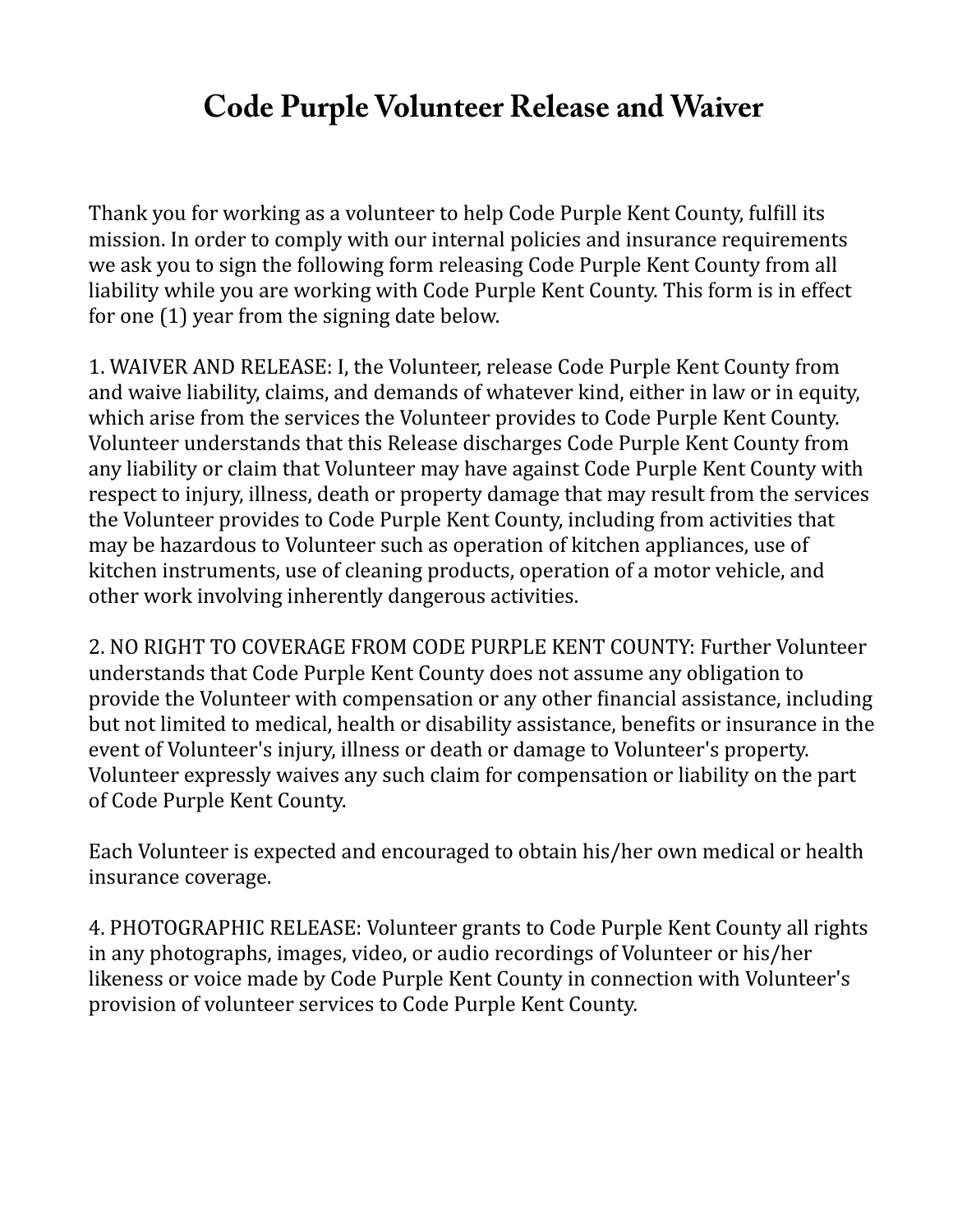# Code Purple Volunteer Release and Waiver

Thank you for working as a volunteer to help Code Purple Kent County, fulfill its mission. In order to comply with our internal policies and insurance requirements we ask you to sign the following form releasing Code Purple Kent County from all liability while you are working with Code Purple Kent County. This form is in effect for one (1) year from the signing date below.

1. WAIVER AND RELEASE: I, the Volunteer, release Code Purple Kent County from and waive liability, claims, and demands of whatever kind, either in law or in equity, which arise from the services the Volunteer provides to Code Purple Kent County. Volunteer understands that this Release discharges Code Purple Kent County from any liability or claim that Volunteer may have against Code Purple Kent County with respect to injury, illness, death or property damage that may result from the services the Volunteer provides to Code Purple Kent County, including from activities that may be hazardous to Volunteer such as operation of kitchen appliances, use of kitchen instruments, use of cleaning products, operation of a motor vehicle, and other work involving inherently dangerous activities.

2. NO RIGHT TO COVERAGE FROM CODE PURPLE KENT COUNTY: Further Volunteer understands that Code Purple Kent County does not assume any obligation to provide the Volunteer with compensation or any other financial assistance, including but not limited to medical, health or disability assistance, benefits or insurance in the event of Volunteer's injury, illness or death or damage to Volunteer's property. Volunteer expressly waives any such claim for compensation or liability on the part of Code Purple Kent County.

Each Volunteer is expected and encouraged to obtain his/her own medical or health insurance coverage.

4. PHOTOGRAPHIC RELEASE: Volunteer grants to Code Purple Kent County all rights in any photographs, images, video, or audio recordings of Volunteer or his/her likeness or voice made by Code Purple Kent County in connection with Volunteer's provision of volunteer services to Code Purple Kent County.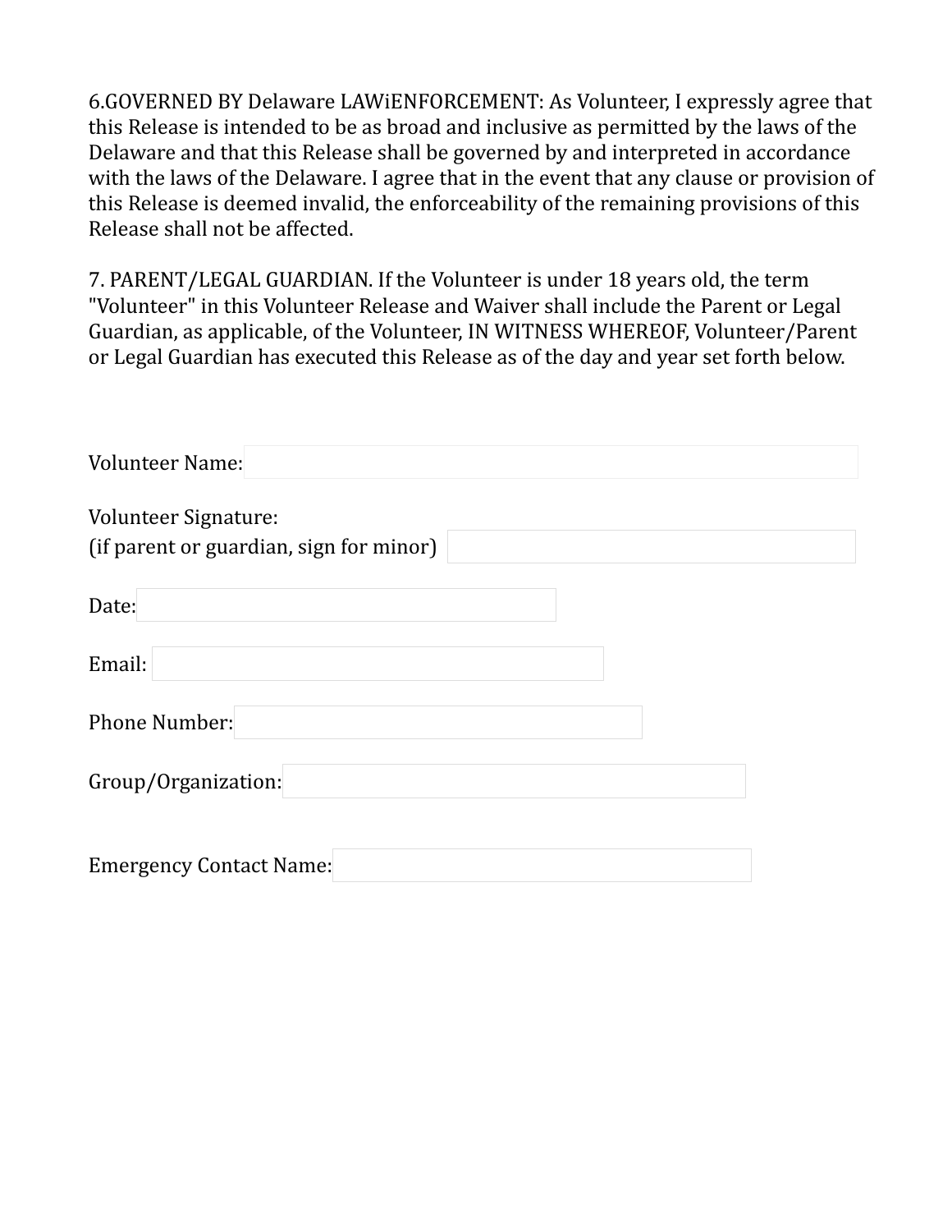6.GOVERNED BY Delaware LAWiENFORCEMENT: As Volunteer, I expressly agree that this Release is intended to be as broad and inclusive as permitted by the laws of the Delaware and that this Release shall be governed by and interpreted in accordance with the laws of the Delaware. I agree that in the event that any clause or provision of this Release is deemed invalid, the enforceability of the remaining provisions of this Release shall not be affected.

7. PARENT/LEGAL GUARDIAN. If the Volunteer is under 18 years old, the term "Volunteer" in this Volunteer Release and Waiver shall include the Parent or Legal Guardian, as applicable, of the Volunteer, IN WITNESS WHEREOF, Volunteer/Parent or Legal Guardian has executed this Release as of the day and year set forth below.

Volunteer Name: 

Volunteer Signature:
(if parent or guardian, sign for minor) 

Date: 

Email: 

Phone Number: 

Group/Organization: 

Emergency Contact Name: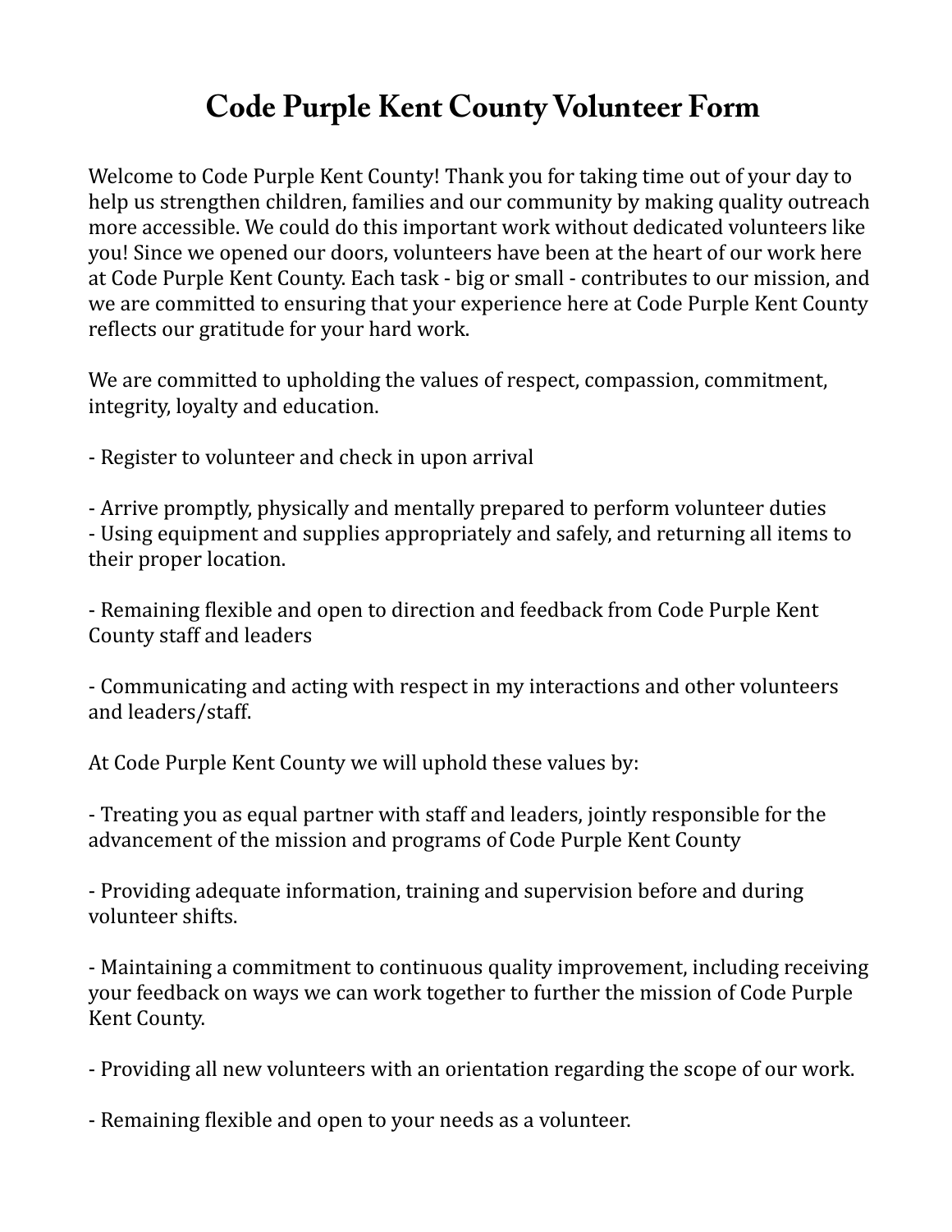# Code Purple Kent County Volunteer Form

Welcome to Code Purple Kent County! Thank you for taking time out of your day to help us strengthen children, families and our community by making quality outreach more accessible. We could do this important work without dedicated volunteers like you! Since we opened our doors, volunteers have been at the heart of our work here at Code Purple Kent County. Each task - big or small - contributes to our mission, and we are committed to ensuring that your experience here at Code Purple Kent County reflects our gratitude for your hard work.

We are committed to upholding the values of respect, compassion, commitment, integrity, loyalty and education.

- Register to volunteer and check in upon arrival

- Arrive promptly, physically and mentally prepared to perform volunteer duties
- Using equipment and supplies appropriately and safely, and returning all items to their proper location.

- Remaining flexible and open to direction and feedback from Code Purple Kent County staff and leaders

- Communicating and acting with respect in my interactions and other volunteers and leaders/staff.

At Code Purple Kent County we will uphold these values by:

- Treating you as equal partner with staff and leaders, jointly responsible for the advancement of the mission and programs of Code Purple Kent County

- Providing adequate information, training and supervision before and during volunteer shifts.

- Maintaining a commitment to continuous quality improvement, including receiving your feedback on ways we can work together to further the mission of Code Purple Kent County.

- Providing all new volunteers with an orientation regarding the scope of our work.

- Remaining flexible and open to your needs as a volunteer.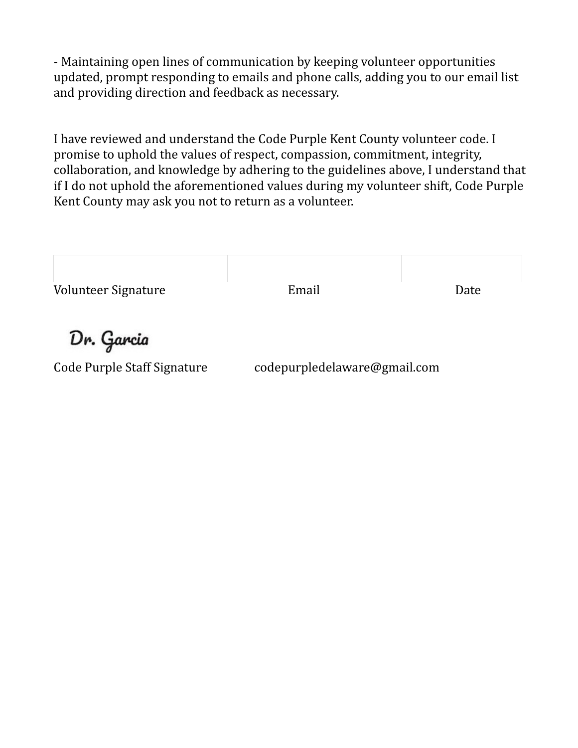- Maintaining open lines of communication by keeping volunteer opportunities updated, prompt responding to emails and phone calls, adding you to our email list and providing direction and feedback as necessary.

I have reviewed and understand the Code Purple Kent County volunteer code. I promise to uphold the values of respect, compassion, commitment, integrity, collaboration, and knowledge by adhering to the guidelines above, I understand that if I do not uphold the aforementioned values during my volunteer shift, Code Purple Kent County may ask you not to return as a volunteer.

| | | |
|---|---|---|
| | | |
| Volunteer Signature | Email | Date |

Dr. Garcia

Code Purple Staff Signature codepurpledelaware@gmail.com